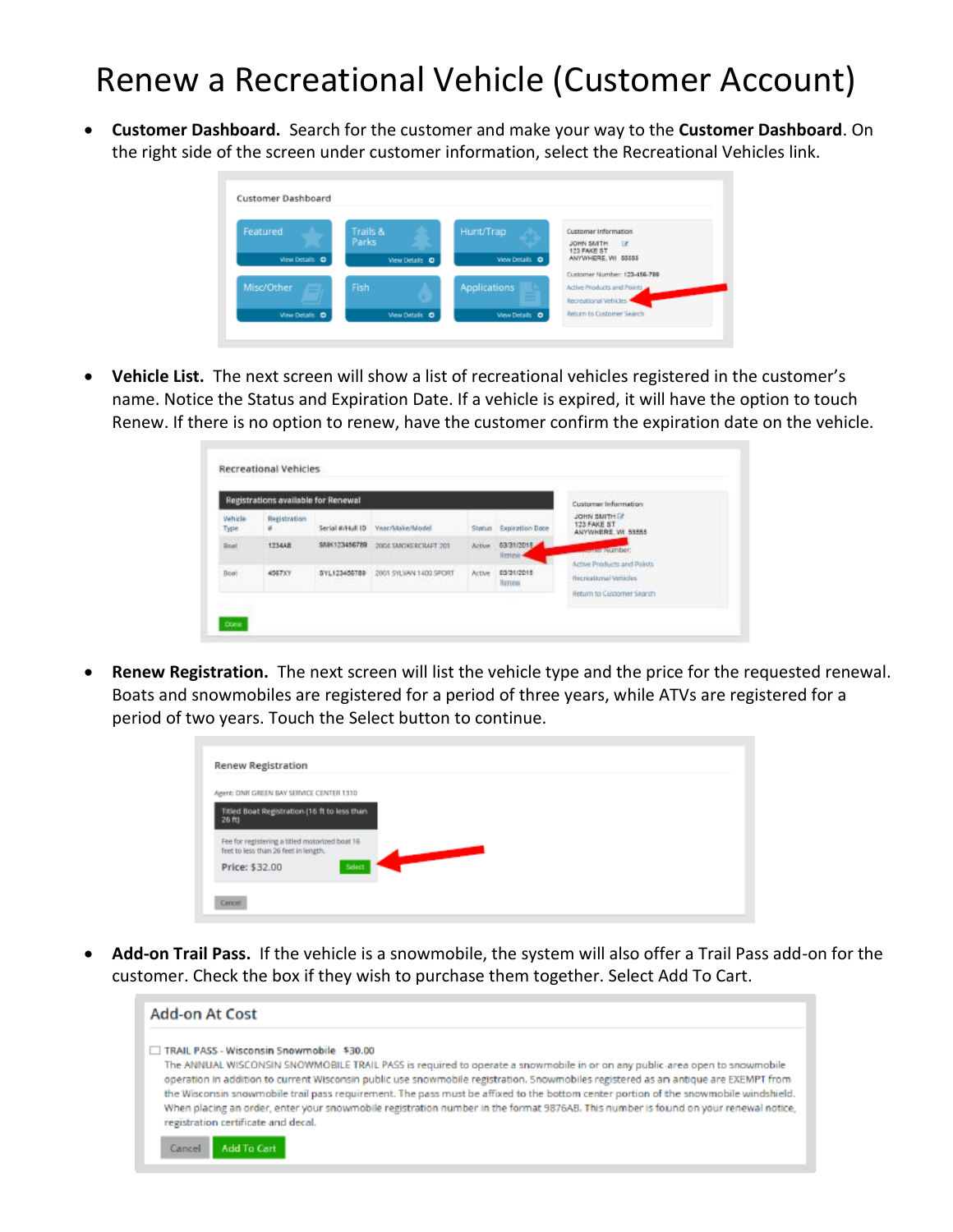# Renew a Recreational Vehicle (Customer Account)

- **Customer Dashboard.** Search for the customer and make your way to the **Customer Dashboard**. On the right side of the screen under customer information, select the Recreational Vehicles link.

- **Vehicle List.** The next screen will show a list of recreational vehicles registered in the customer's name. Notice the Status and Expiration Date. If a vehicle is expired, it will have the option to touch Renew. If there is no option to renew, have the customer confirm the expiration date on the vehicle.

- **Renew Registration.** The next screen will list the vehicle type and the price for the requested renewal. Boats and snowmobiles are registered for a period of three years, while ATVs are registered for a period of two years. Touch the Select button to continue.

- **Add-on Trail Pass.** If the vehicle is a snowmobile, the system will also offer a Trail Pass add-on for the customer. Check the box if they wish to purchase them together. Select Add To Cart.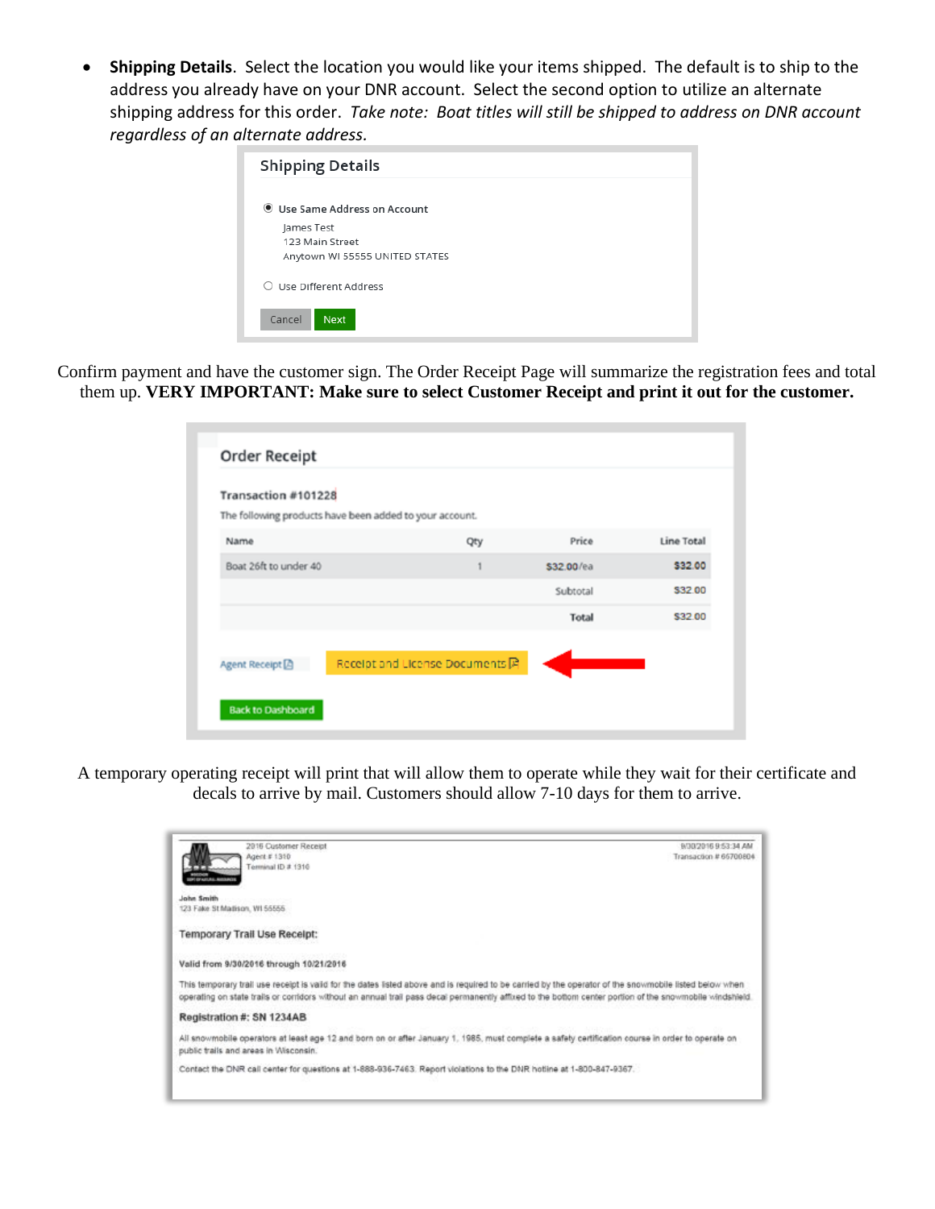- **Shipping Details**. Select the location you would like your items shipped. The default is to ship to the address you already have on your DNR account. Select the second option to utilize an alternate shipping address for this order. *Take note: Boat titles will still be shipped to address on DNR account regardless of an alternate address.*

Shipping Details

Use Same Address on Account

James Test
123 Main Street
Anytown WI 55555 UNITED STATES

Use Different Address

Cancel Next

Confirm payment and have the customer sign. The Order Receipt Page will summarize the registration fees and total them up. **VERY IMPORTANT: Make sure to select Customer Receipt and print it out for the customer.**

Order Receipt

Transaction #101228

The following products have been added to your account.

| Name | Qty | Price | Line Total |
|---|---|---|---|
| Boat 26ft to under 40 | 1 | $32.00/ea | $32.00 |
| | | Subtotal | $32.00 |
| | | Total | $32.00 |

Agent Receipt

Receipt and License Documents

Back to Dashboard

A temporary operating receipt will print that will allow them to operate while they wait for their certificate and decals to arrive by mail. Customers should allow 7-10 days for them to arrive.

2016 Customer Receipt
Agent # 1310
Terminal ID # 1310

9/30/2016 9:53:34 AM
Transaction # 65700804

John Smith
123 Fake St Madison, WI 55555

Temporary Trail Use Receipt:

Valid from 9/30/2016 through 10/21/2016

This temporary trail use receipt is valid for the dates listed above and is required to be carried by the operator of the snowmobile listed below when operating on state trails or corridors without an annual trail pass decal permanently affixed to the bottom center portion of the snowmobile windshield.

Registration #: SN 1234AB

All snowmobile operators at least age 12 and born on or after January 1, 1985, must complete a safety certification course in order to operate on public trails and areas in Wisconsin.

Contact the DNR call center for questions at 1-888-936-7463. Report violations to the DNR hotline at 1-800-847-9367.